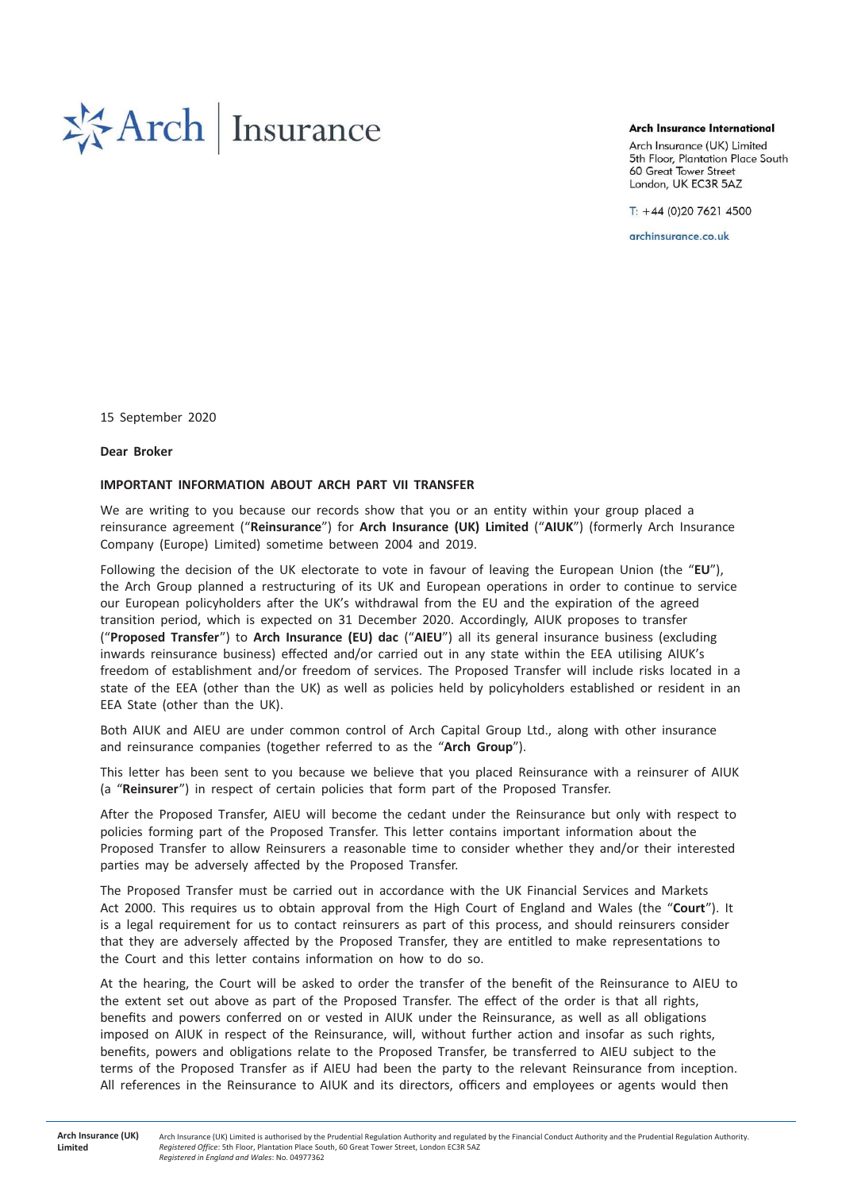**Arch Insurance International**

Arch Insurance (UK) Limited
5th Floor, Plantation Place South
60 Great Tower Street
London, UK EC3R 5AZ

T: +44 (0)20 7621 4500

archinsurance.co.uk

15 September 2020

**Dear Broker**

**IMPORTANT INFORMATION ABOUT ARCH PART VII TRANSFER**

We are writing to you because our records show that you or an entity within your group placed a reinsurance agreement ("**Reinsurance**") for **Arch Insurance (UK) Limited** ("**AIUK**") (formerly Arch Insurance Company (Europe) Limited) sometime between 2004 and 2019.

Following the decision of the UK electorate to vote in favour of leaving the European Union (the "**EU**"), the Arch Group planned a restructuring of its UK and European operations in order to continue to service our European policyholders after the UK's withdrawal from the EU and the expiration of the agreed transition period, which is expected on 31 December 2020. Accordingly, AIUK proposes to transfer ("**Proposed Transfer**") to **Arch Insurance (EU) dac** ("**AIEU**") all its general insurance business (excluding inwards reinsurance business) effected and/or carried out in any state within the EEA utilising AIUK's freedom of establishment and/or freedom of services. The Proposed Transfer will include risks located in a state of the EEA (other than the UK) as well as policies held by policyholders established or resident in an EEA State (other than the UK).

Both AIUK and AIEU are under common control of Arch Capital Group Ltd., along with other insurance and reinsurance companies (together referred to as the "**Arch Group**").

This letter has been sent to you because we believe that you placed Reinsurance with a reinsurer of AIUK (a "**Reinsurer**") in respect of certain policies that form part of the Proposed Transfer.

After the Proposed Transfer, AIEU will become the cedant under the Reinsurance but only with respect to policies forming part of the Proposed Transfer. This letter contains important information about the Proposed Transfer to allow Reinsurers a reasonable time to consider whether they and/or their interested parties may be adversely affected by the Proposed Transfer.

The Proposed Transfer must be carried out in accordance with the UK Financial Services and Markets Act 2000. This requires us to obtain approval from the High Court of England and Wales (the "**Court**"). It is a legal requirement for us to contact reinsurers as part of this process, and should reinsurers consider that they are adversely affected by the Proposed Transfer, they are entitled to make representations to the Court and this letter contains information on how to do so.

At the hearing, the Court will be asked to order the transfer of the benefit of the Reinsurance to AIEU to the extent set out above as part of the Proposed Transfer. The effect of the order is that all rights, benefits and powers conferred on or vested in AIUK under the Reinsurance, as well as all obligations imposed on AIUK in respect of the Reinsurance, will, without further action and insofar as such rights, benefits, powers and obligations relate to the Proposed Transfer, be transferred to AIEU subject to the terms of the Proposed Transfer as if AIEU had been the party to the relevant Reinsurance from inception. All references in the Reinsurance to AIUK and its directors, officers and employees or agents would then

**Arch Insurance (UK) Limited**

Arch Insurance (UK) Limited is authorised by the Prudential Regulation Authority and regulated by the Financial Conduct Authority and the Prudential Regulation Authority.
*Registered Office*: 5th Floor, Plantation Place South, 60 Great Tower Street, London EC3R 5AZ
*Registered in England and Wales*: No. 04977362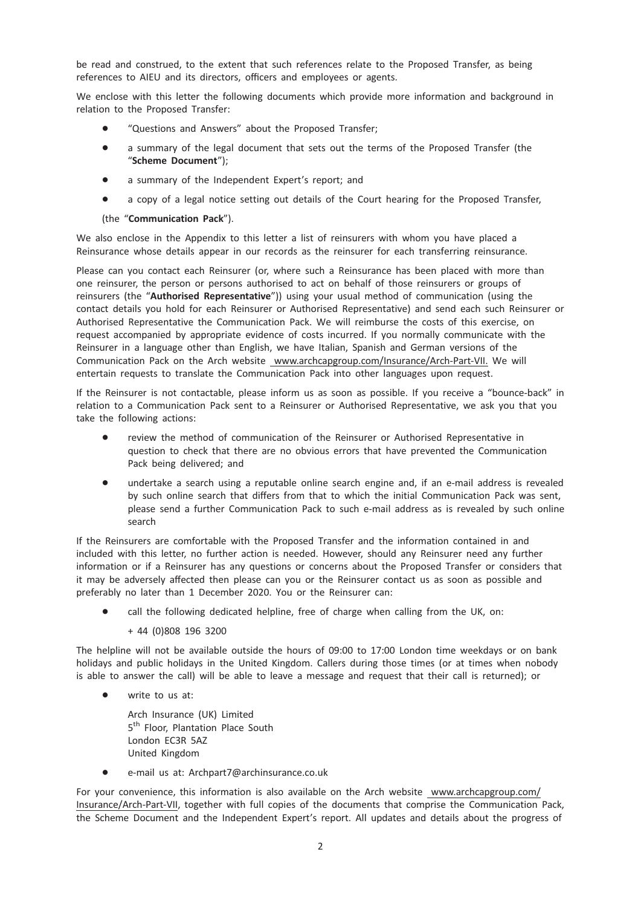be read and construed, to the extent that such references relate to the Proposed Transfer, as being references to AIEU and its directors, officers and employees or agents.

We enclose with this letter the following documents which provide more information and background in relation to the Proposed Transfer:

- "Questions and Answers" about the Proposed Transfer;
- a summary of the legal document that sets out the terms of the Proposed Transfer (the "**Scheme Document**");
- a summary of the Independent Expert's report; and
- a copy of a legal notice setting out details of the Court hearing for the Proposed Transfer,

(the "**Communication Pack**").

We also enclose in the Appendix to this letter a list of reinsurers with whom you have placed a Reinsurance whose details appear in our records as the reinsurer for each transferring reinsurance.

Please can you contact each Reinsurer (or, where such a Reinsurance has been placed with more than one reinsurer, the person or persons authorised to act on behalf of those reinsurers or groups of reinsurers (the "**Authorised Representative**")) using your usual method of communication (using the contact details you hold for each Reinsurer or Authorised Representative) and send each such Reinsurer or Authorised Representative the Communication Pack. We will reimburse the costs of this exercise, on request accompanied by appropriate evidence of costs incurred. If you normally communicate with the Reinsurer in a language other than English, we have Italian, Spanish and German versions of the Communication Pack on the Arch website www.archcapgroup.com/Insurance/Arch-Part-VII. We will entertain requests to translate the Communication Pack into other languages upon request.

If the Reinsurer is not contactable, please inform us as soon as possible. If you receive a "bounce-back" in relation to a Communication Pack sent to a Reinsurer or Authorised Representative, we ask you that you take the following actions:

- review the method of communication of the Reinsurer or Authorised Representative in question to check that there are no obvious errors that have prevented the Communication Pack being delivered; and
- undertake a search using a reputable online search engine and, if an e-mail address is revealed by such online search that differs from that to which the initial Communication Pack was sent, please send a further Communication Pack to such e-mail address as is revealed by such online search

If the Reinsurers are comfortable with the Proposed Transfer and the information contained in and included with this letter, no further action is needed. However, should any Reinsurer need any further information or if a Reinsurer has any questions or concerns about the Proposed Transfer or considers that it may be adversely affected then please can you or the Reinsurer contact us as soon as possible and preferably no later than 1 December 2020. You or the Reinsurer can:

- call the following dedicated helpline, free of charge when calling from the UK, on:

  + 44 (0)808 196 3200

The helpline will not be available outside the hours of 09:00 to 17:00 London time weekdays or on bank holidays and public holidays in the United Kingdom. Callers during those times (or at times when nobody is able to answer the call) will be able to leave a message and request that their call is returned); or

- write to us at:

  Arch Insurance (UK) Limited
  5th Floor, Plantation Place South
  London EC3R 5AZ
  United Kingdom

- e-mail us at: Archpart7@archinsurance.co.uk

For your convenience, this information is also available on the Arch website www.archcapgroup.com/Insurance/Arch-Part-VII, together with full copies of the documents that comprise the Communication Pack, the Scheme Document and the Independent Expert's report. All updates and details about the progress of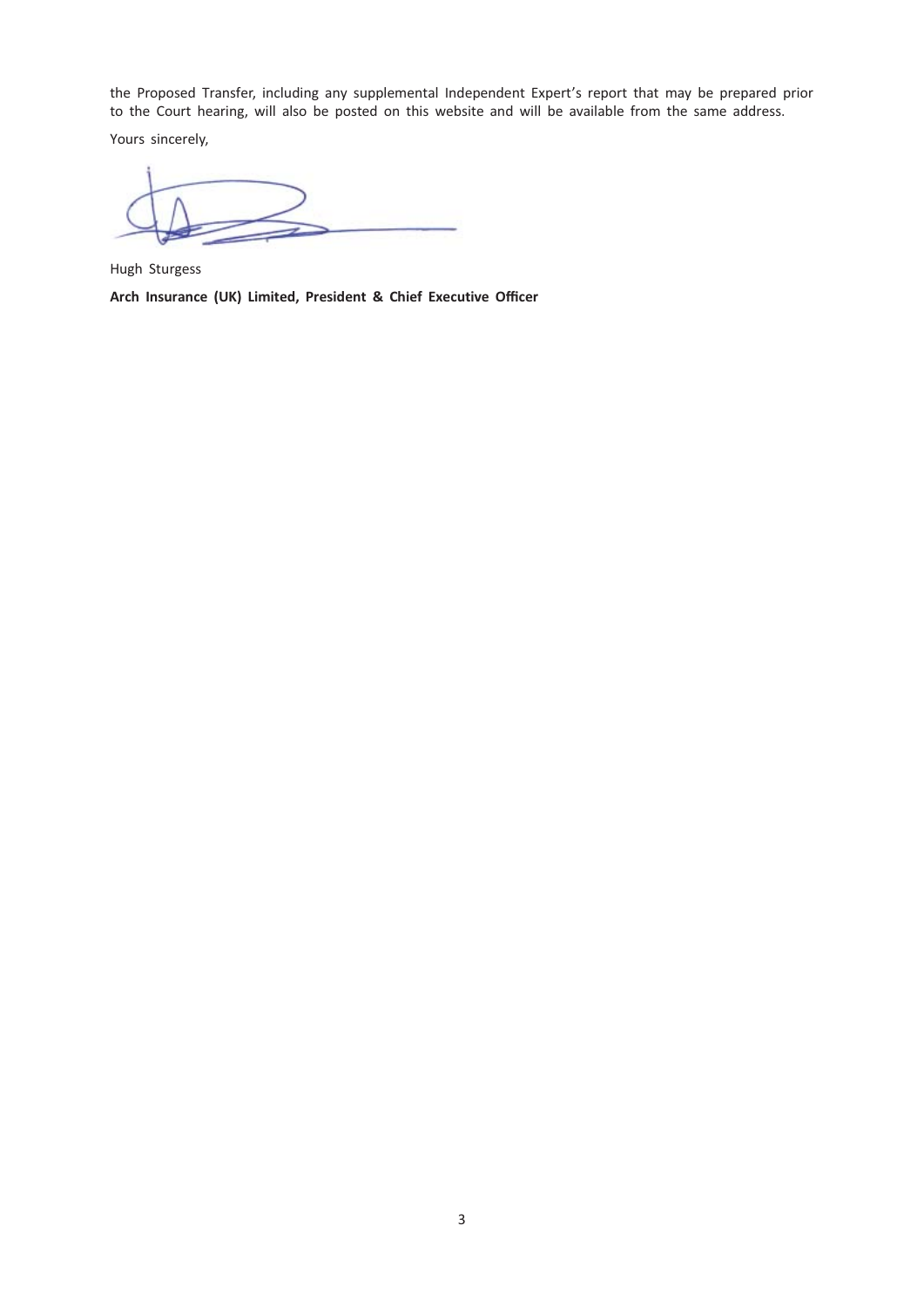the Proposed Transfer, including any supplemental Independent Expert's report that may be prepared prior to the Court hearing, will also be posted on this website and will be available from the same address.

Yours sincerely,

Hugh Sturgess

**Arch Insurance (UK) Limited, President & Chief Executive Officer**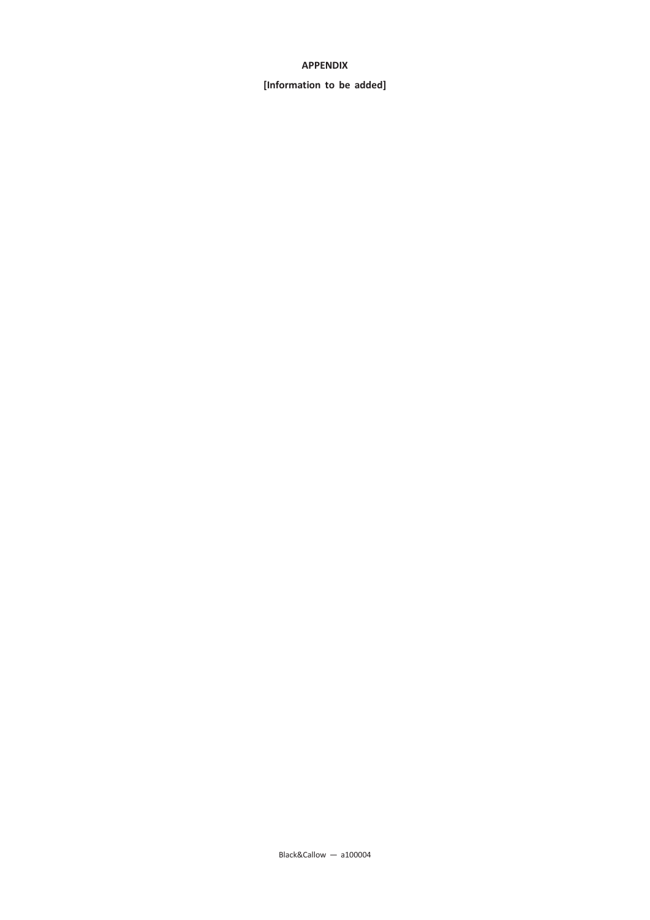**APPENDIX**

**[Information to be added]**